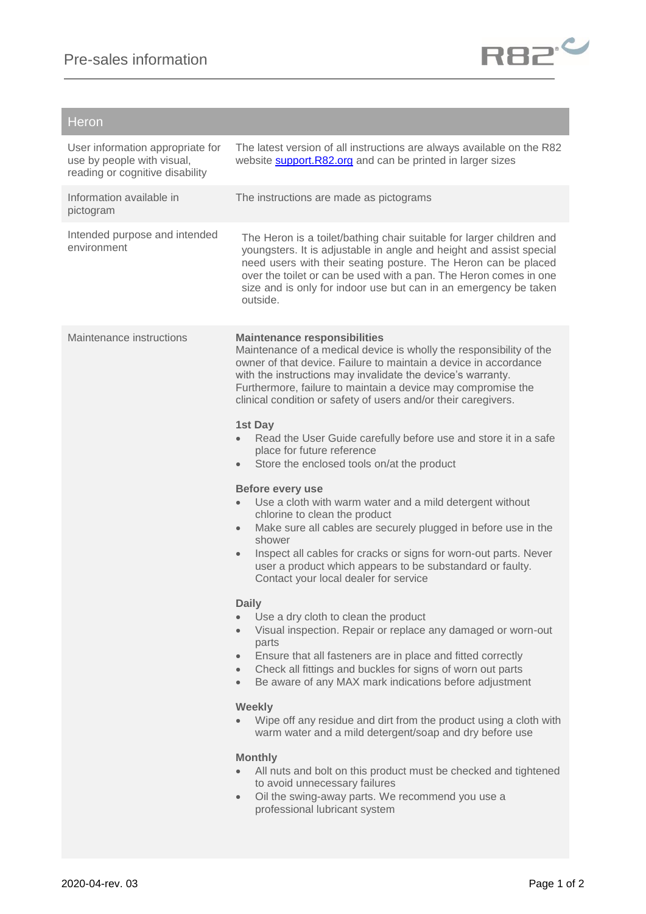# Pre-sales information

| Heron | |
|---|---|
| User information appropriate for use by people with visual, reading or cognitive disability | The latest version of all instructions are always available on the R82 website [support.R82.org](support.R82.org) and can be printed in larger sizes |
| Information available in pictogram | The instructions are made as pictograms |
| Intended purpose and intended environment | The Heron is a toilet/bathing chair suitable for larger children and youngsters. It is adjustable in angle and height and assist special need users with their seating posture. The Heron can be placed over the toilet or can be used with a pan. The Heron comes in one size and is only for indoor use but can in an emergency be taken outside. |
| Maintenance instructions | **Maintenance responsibilities**<br>Maintenance of a medical device is wholly the responsibility of the owner of that device. Failure to maintain a device in accordance with the instructions may invalidate the device's warranty. Furthermore, failure to maintain a device may compromise the clinical condition or safety of users and/or their caregivers.<br><br>**1st Day**<br>• Read the User Guide carefully before use and store it in a safe place for future reference<br>• Store the enclosed tools on/at the product<br><br>**Before every use**<br>• Use a cloth with warm water and a mild detergent without chlorine to clean the product<br>• Make sure all cables are securely plugged in before use in the shower<br>• Inspect all cables for cracks or signs for worn-out parts. Never user a product which appears to be substandard or faulty. Contact your local dealer for service<br><br>**Daily**<br>• Use a dry cloth to clean the product<br>• Visual inspection. Repair or replace any damaged or worn-out parts<br>• Ensure that all fasteners are in place and fitted correctly<br>• Check all fittings and buckles for signs of worn out parts<br>• Be aware of any MAX mark indications before adjustment<br><br>**Weekly**<br>• Wipe off any residue and dirt from the product using a cloth with warm water and a mild detergent/soap and dry before use<br><br>**Monthly**<br>• All nuts and bolt on this product must be checked and tightened to avoid unnecessary failures<br>• Oil the swing-away parts. We recommend you use a professional lubricant system |

2020-04-rev. 03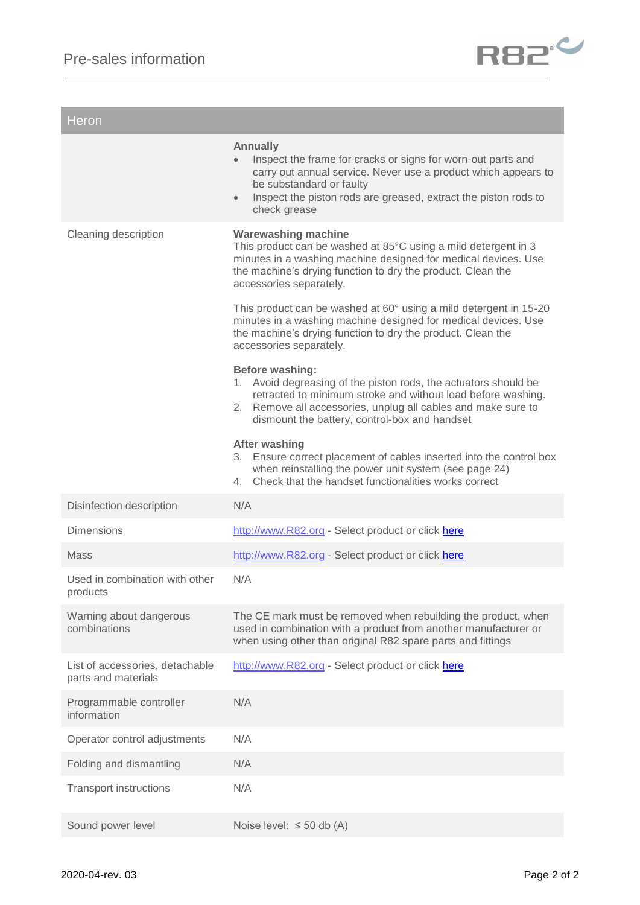| Heron | |
|---|---|
| | **Annually**<br>• Inspect the frame for cracks or signs for worn-out parts and carry out annual service. Never use a product which appears to be substandard or faulty<br>• Inspect the piston rods are greased, extract the piston rods to check grease |
| Cleaning description | **Warewashing machine**<br>This product can be washed at 85°C using a mild detergent in 3 minutes in a washing machine designed for medical devices. Use the machine's drying function to dry the product. Clean the accessories separately.<br><br>This product can be washed at 60° using a mild detergent in 15-20 minutes in a washing machine designed for medical devices. Use the machine's drying function to dry the product. Clean the accessories separately.<br><br>**Before washing:**<br>1. Avoid degreasing of the piston rods, the actuators should be retracted to minimum stroke and without load before washing.<br>2. Remove all accessories, unplug all cables and make sure to dismount the battery, control-box and handset<br><br>**After washing**<br>3. Ensure correct placement of cables inserted into the control box when reinstalling the power unit system (see page 24)<br>4. Check that the handset functionalities works correct |
| Disinfection description | N/A |
| Dimensions | http://www.R82.org - Select product or click here |
| Mass | http://www.R82.org - Select product or click here |
| Used in combination with other products | N/A |
| Warning about dangerous combinations | The CE mark must be removed when rebuilding the product, when used in combination with a product from another manufacturer or when using other than original R82 spare parts and fittings |
| List of accessories, detachable parts and materials | http://www.R82.org - Select product or click here |
| Programmable controller information | N/A |
| Operator control adjustments | N/A |
| Folding and dismantling | N/A |
| Transport instructions | N/A |
| Sound power level | Noise level: ≤ 50 db (A) |

2020-04-rev. 03